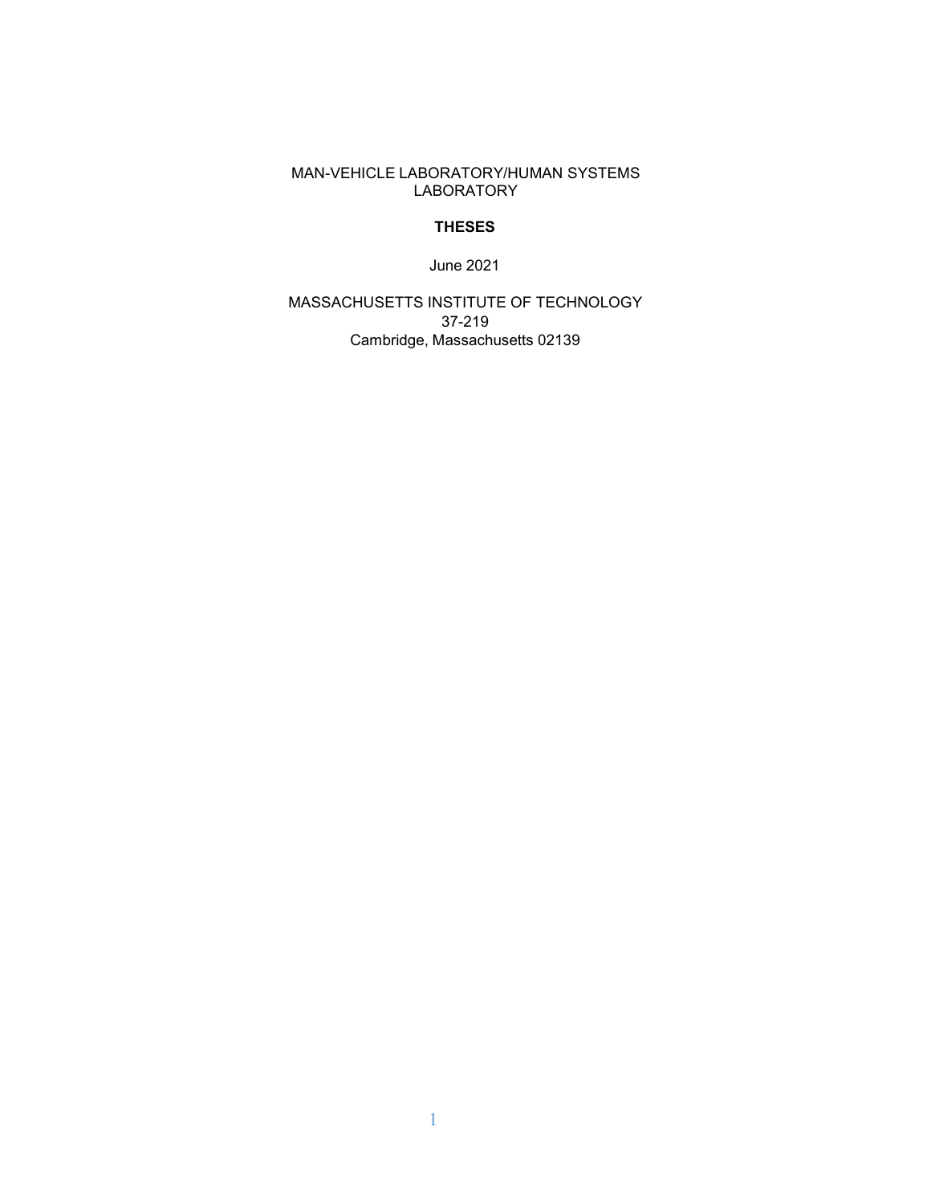MAN-VEHICLE LABORATORY/HUMAN SYSTEMS LABORATORY

# THESES

June 2021

MASSACHUSETTS INSTITUTE OF TECHNOLOGY
37-219
Cambridge, Massachusetts 02139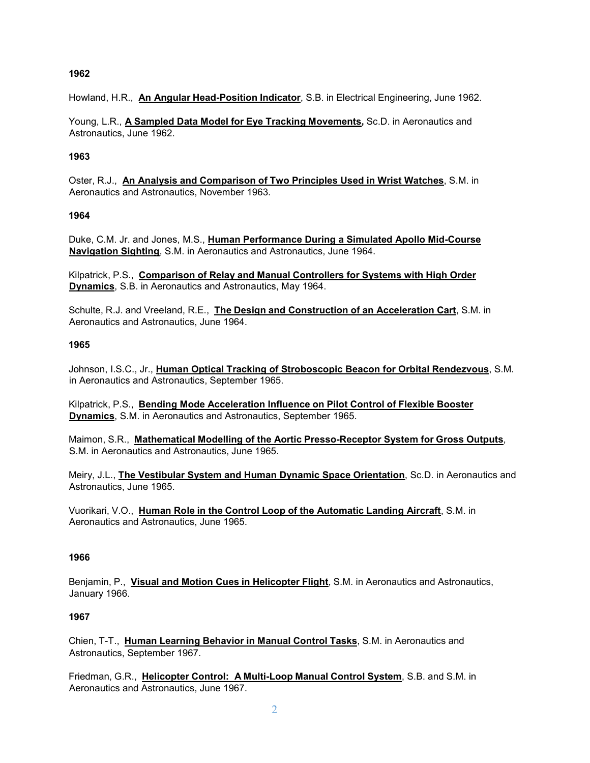**1962**

Howland, H.R., **An Angular Head-Position Indicator**, S.B. in Electrical Engineering, June 1962.

Young, L.R., **A Sampled Data Model for Eye Tracking Movements,** Sc.D. in Aeronautics and Astronautics, June 1962.

**1963**

Oster, R.J., **An Analysis and Comparison of Two Principles Used in Wrist Watches**, S.M. in Aeronautics and Astronautics, November 1963.

**1964**

Duke, C.M. Jr. and Jones, M.S., **Human Performance During a Simulated Apollo Mid-Course Navigation Sighting**, S.M. in Aeronautics and Astronautics, June 1964.

Kilpatrick, P.S., **Comparison of Relay and Manual Controllers for Systems with High Order Dynamics**, S.B. in Aeronautics and Astronautics, May 1964.

Schulte, R.J. and Vreeland, R.E., **The Design and Construction of an Acceleration Cart**, S.M. in Aeronautics and Astronautics, June 1964.

**1965**

Johnson, I.S.C., Jr., **Human Optical Tracking of Stroboscopic Beacon for Orbital Rendezvous**, S.M. in Aeronautics and Astronautics, September 1965.

Kilpatrick, P.S., **Bending Mode Acceleration Influence on Pilot Control of Flexible Booster Dynamics**, S.M. in Aeronautics and Astronautics, September 1965.

Maimon, S.R., **Mathematical Modelling of the Aortic Presso-Receptor System for Gross Outputs**, S.M. in Aeronautics and Astronautics, June 1965.

Meiry, J.L., **The Vestibular System and Human Dynamic Space Orientation**, Sc.D. in Aeronautics and Astronautics, June 1965.

Vuorikari, V.O., **Human Role in the Control Loop of the Automatic Landing Aircraft**, S.M. in Aeronautics and Astronautics, June 1965.

**1966**

Benjamin, P., **Visual and Motion Cues in Helicopter Flight**, S.M. in Aeronautics and Astronautics, January 1966.

**1967**

Chien, T-T., **Human Learning Behavior in Manual Control Tasks**, S.M. in Aeronautics and Astronautics, September 1967.

Friedman, G.R., **Helicopter Control: A Multi-Loop Manual Control System**, S.B. and S.M. in Aeronautics and Astronautics, June 1967.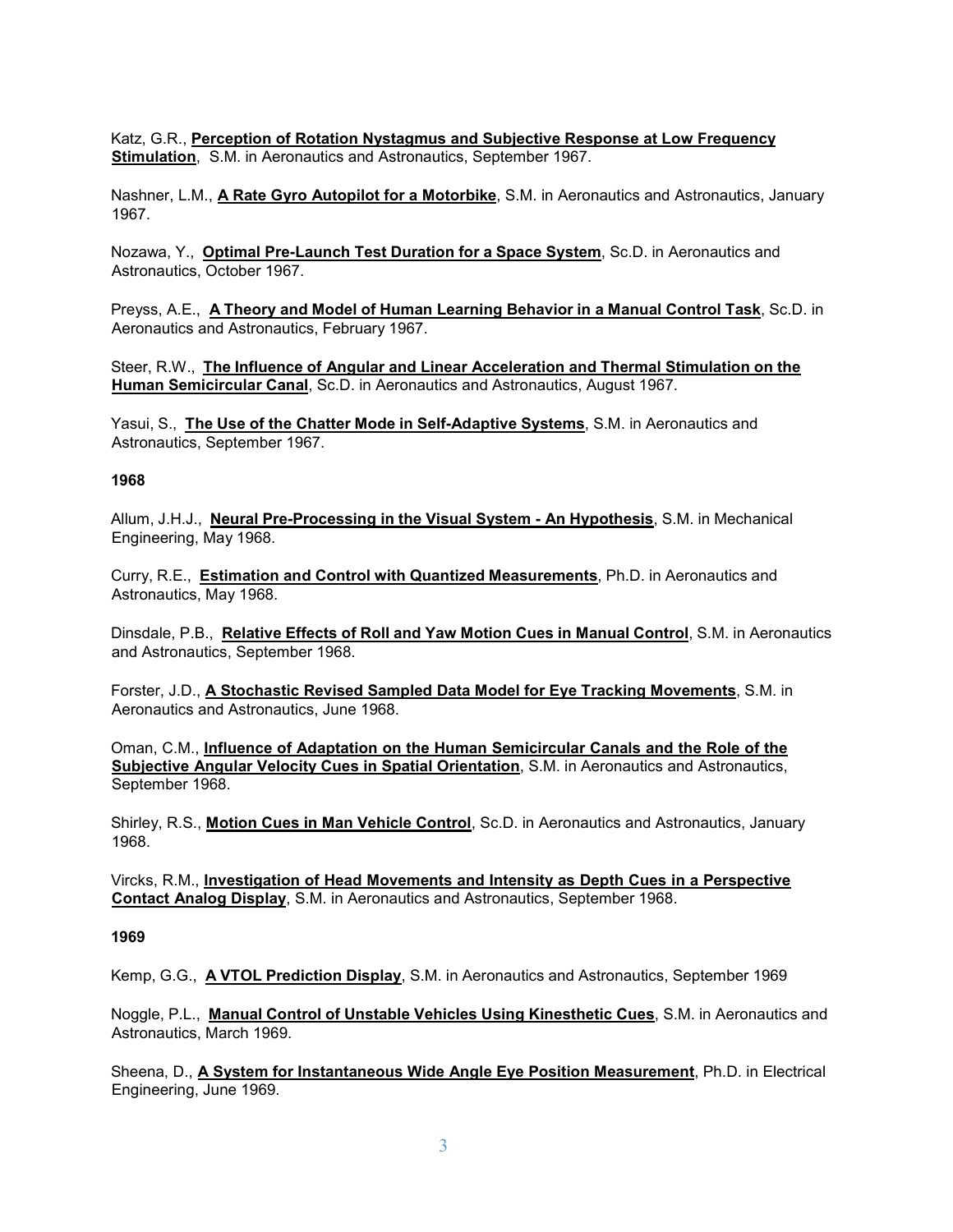Katz, G.R., **Perception of Rotation Nystagmus and Subjective Response at Low Frequency Stimulation**, S.M. in Aeronautics and Astronautics, September 1967.

Nashner, L.M., **A Rate Gyro Autopilot for a Motorbike**, S.M. in Aeronautics and Astronautics, January 1967.

Nozawa, Y., **Optimal Pre-Launch Test Duration for a Space System**, Sc.D. in Aeronautics and Astronautics, October 1967.

Preyss, A.E., **A Theory and Model of Human Learning Behavior in a Manual Control Task**, Sc.D. in Aeronautics and Astronautics, February 1967.

Steer, R.W., **The Influence of Angular and Linear Acceleration and Thermal Stimulation on the Human Semicircular Canal**, Sc.D. in Aeronautics and Astronautics, August 1967.

Yasui, S., **The Use of the Chatter Mode in Self-Adaptive Systems**, S.M. in Aeronautics and Astronautics, September 1967.

**1968**

Allum, J.H.J., **Neural Pre-Processing in the Visual System - An Hypothesis**, S.M. in Mechanical Engineering, May 1968.

Curry, R.E., **Estimation and Control with Quantized Measurements**, Ph.D. in Aeronautics and Astronautics, May 1968.

Dinsdale, P.B., **Relative Effects of Roll and Yaw Motion Cues in Manual Control**, S.M. in Aeronautics and Astronautics, September 1968.

Forster, J.D., **A Stochastic Revised Sampled Data Model for Eye Tracking Movements**, S.M. in Aeronautics and Astronautics, June 1968.

Oman, C.M., **Influence of Adaptation on the Human Semicircular Canals and the Role of the Subjective Angular Velocity Cues in Spatial Orientation**, S.M. in Aeronautics and Astronautics, September 1968.

Shirley, R.S., **Motion Cues in Man Vehicle Control**, Sc.D. in Aeronautics and Astronautics, January 1968.

Vircks, R.M., **Investigation of Head Movements and Intensity as Depth Cues in a Perspective Contact Analog Display**, S.M. in Aeronautics and Astronautics, September 1968.

**1969**

Kemp, G.G., **A VTOL Prediction Display**, S.M. in Aeronautics and Astronautics, September 1969

Noggle, P.L., **Manual Control of Unstable Vehicles Using Kinesthetic Cues**, S.M. in Aeronautics and Astronautics, March 1969.

Sheena, D., **A System for Instantaneous Wide Angle Eye Position Measurement**, Ph.D. in Electrical Engineering, June 1969.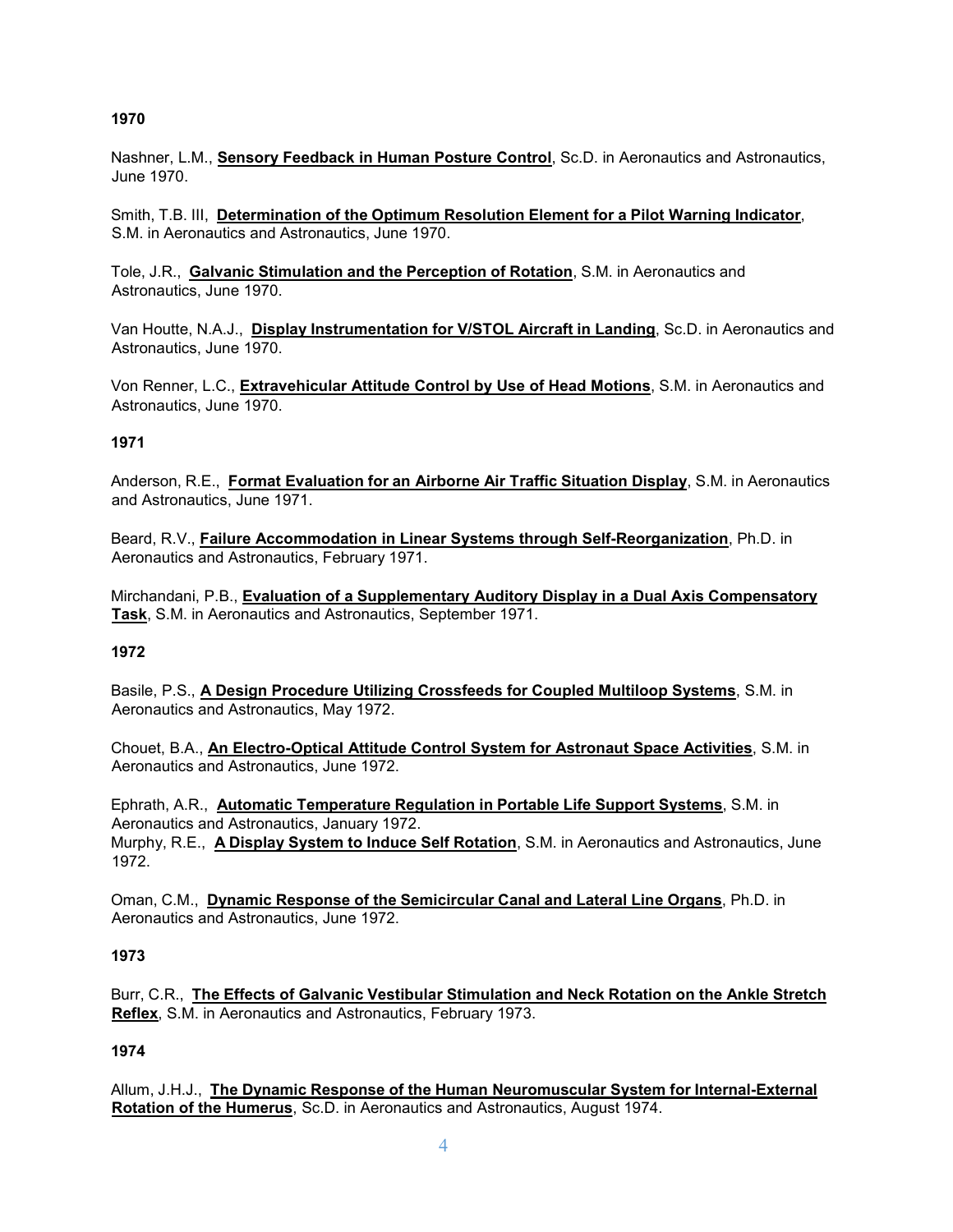**1970**

Nashner, L.M., **Sensory Feedback in Human Posture Control**, Sc.D. in Aeronautics and Astronautics, June 1970.

Smith, T.B. III, **Determination of the Optimum Resolution Element for a Pilot Warning Indicator**, S.M. in Aeronautics and Astronautics, June 1970.

Tole, J.R., **Galvanic Stimulation and the Perception of Rotation**, S.M. in Aeronautics and Astronautics, June 1970.

Van Houtte, N.A.J., **Display Instrumentation for V/STOL Aircraft in Landing**, Sc.D. in Aeronautics and Astronautics, June 1970.

Von Renner, L.C., **Extravehicular Attitude Control by Use of Head Motions**, S.M. in Aeronautics and Astronautics, June 1970.

**1971**

Anderson, R.E., **Format Evaluation for an Airborne Air Traffic Situation Display**, S.M. in Aeronautics and Astronautics, June 1971.

Beard, R.V., **Failure Accommodation in Linear Systems through Self-Reorganization**, Ph.D. in Aeronautics and Astronautics, February 1971.

Mirchandani, P.B., **Evaluation of a Supplementary Auditory Display in a Dual Axis Compensatory Task**, S.M. in Aeronautics and Astronautics, September 1971.

**1972**

Basile, P.S., **A Design Procedure Utilizing Crossfeeds for Coupled Multiloop Systems**, S.M. in Aeronautics and Astronautics, May 1972.

Chouet, B.A., **An Electro-Optical Attitude Control System for Astronaut Space Activities**, S.M. in Aeronautics and Astronautics, June 1972.

Ephrath, A.R., **Automatic Temperature Regulation in Portable Life Support Systems**, S.M. in Aeronautics and Astronautics, January 1972.

Murphy, R.E., **A Display System to Induce Self Rotation**, S.M. in Aeronautics and Astronautics, June 1972.

Oman, C.M., **Dynamic Response of the Semicircular Canal and Lateral Line Organs**, Ph.D. in Aeronautics and Astronautics, June 1972.

**1973**

Burr, C.R., **The Effects of Galvanic Vestibular Stimulation and Neck Rotation on the Ankle Stretch Reflex**, S.M. in Aeronautics and Astronautics, February 1973.

**1974**

Allum, J.H.J., **The Dynamic Response of the Human Neuromuscular System for Internal-External Rotation of the Humerus**, Sc.D. in Aeronautics and Astronautics, August 1974.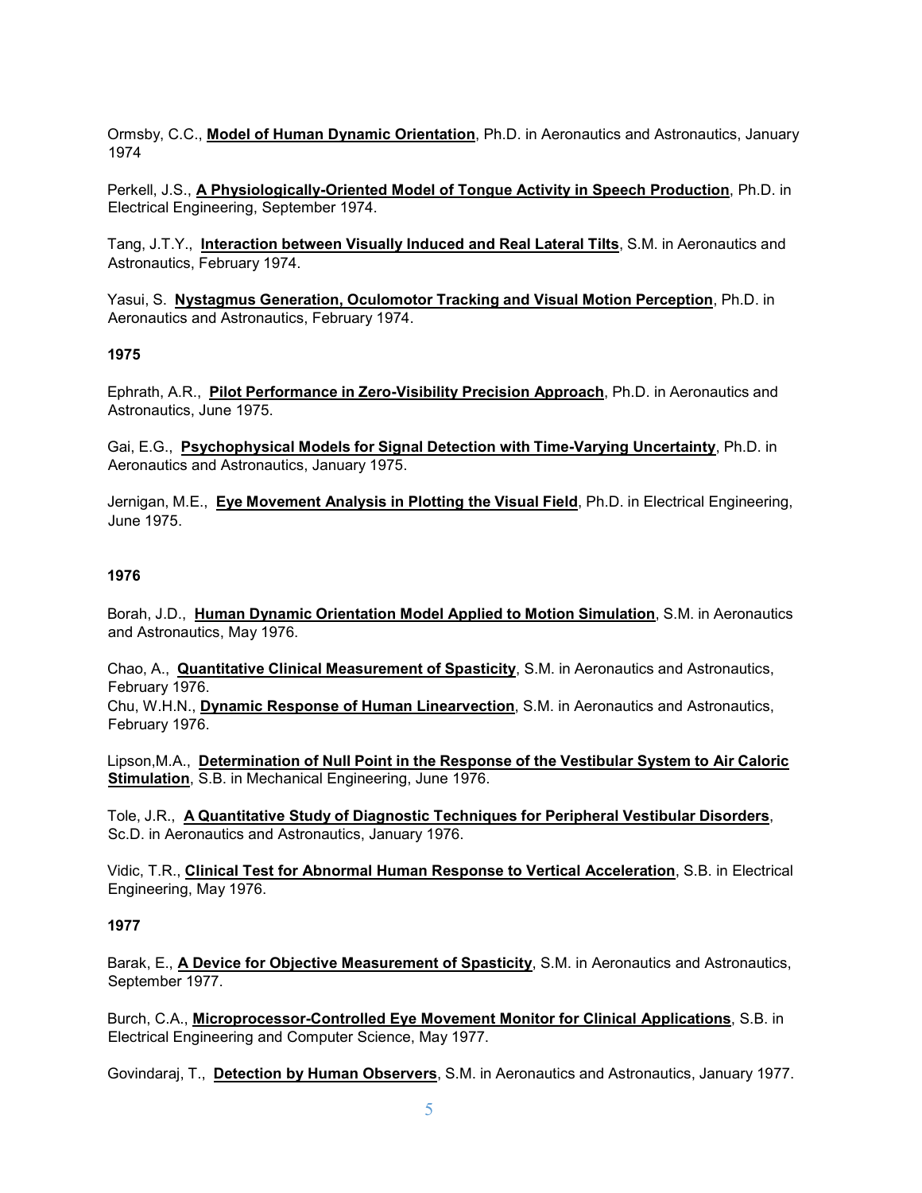Ormsby, C.C., **Model of Human Dynamic Orientation**, Ph.D. in Aeronautics and Astronautics, January 1974

Perkell, J.S., **A Physiologically-Oriented Model of Tongue Activity in Speech Production**, Ph.D. in Electrical Engineering, September 1974.

Tang, J.T.Y., **Interaction between Visually Induced and Real Lateral Tilts**, S.M. in Aeronautics and Astronautics, February 1974.

Yasui, S. **Nystagmus Generation, Oculomotor Tracking and Visual Motion Perception**, Ph.D. in Aeronautics and Astronautics, February 1974.

**1975**

Ephrath, A.R., **Pilot Performance in Zero-Visibility Precision Approach**, Ph.D. in Aeronautics and Astronautics, June 1975.

Gai, E.G., **Psychophysical Models for Signal Detection with Time-Varying Uncertainty**, Ph.D. in Aeronautics and Astronautics, January 1975.

Jernigan, M.E., **Eye Movement Analysis in Plotting the Visual Field**, Ph.D. in Electrical Engineering, June 1975.

**1976**

Borah, J.D., **Human Dynamic Orientation Model Applied to Motion Simulation**, S.M. in Aeronautics and Astronautics, May 1976.

Chao, A., **Quantitative Clinical Measurement of Spasticity**, S.M. in Aeronautics and Astronautics, February 1976.

Chu, W.H.N., **Dynamic Response of Human Linearvection**, S.M. in Aeronautics and Astronautics, February 1976.

Lipson,M.A., **Determination of Null Point in the Response of the Vestibular System to Air Caloric Stimulation**, S.B. in Mechanical Engineering, June 1976.

Tole, J.R., **A Quantitative Study of Diagnostic Techniques for Peripheral Vestibular Disorders**, Sc.D. in Aeronautics and Astronautics, January 1976.

Vidic, T.R., **Clinical Test for Abnormal Human Response to Vertical Acceleration**, S.B. in Electrical Engineering, May 1976.

**1977**

Barak, E., **A Device for Objective Measurement of Spasticity**, S.M. in Aeronautics and Astronautics, September 1977.

Burch, C.A., **Microprocessor-Controlled Eye Movement Monitor for Clinical Applications**, S.B. in Electrical Engineering and Computer Science, May 1977.

Govindaraj, T., **Detection by Human Observers**, S.M. in Aeronautics and Astronautics, January 1977.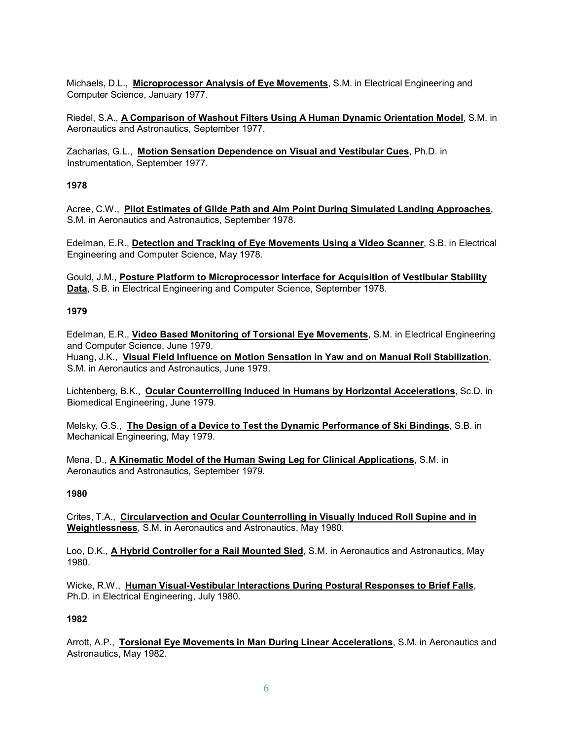Michaels, D.L., **Microprocessor Analysis of Eye Movements**, S.M. in Electrical Engineering and Computer Science, January 1977.

Riedel, S.A., **A Comparison of Washout Filters Using A Human Dynamic Orientation Model**, S.M. in Aeronautics and Astronautics, September 1977.

Zacharias, G.L., **Motion Sensation Dependence on Visual and Vestibular Cues**, Ph.D. in Instrumentation, September 1977.

**1978**

Acree, C.W., **Pilot Estimates of Glide Path and Aim Point During Simulated Landing Approaches**, S.M. in Aeronautics and Astronautics, September 1978.

Edelman, E.R., **Detection and Tracking of Eye Movements Using a Video Scanner**, S.B. in Electrical Engineering and Computer Science, May 1978.

Gould, J.M., **Posture Platform to Microprocessor Interface for Acquisition of Vestibular Stability Data**, S.B. in Electrical Engineering and Computer Science, September 1978.

**1979**

Edelman, E.R., **Video Based Monitoring of Torsional Eye Movements**, S.M. in Electrical Engineering and Computer Science, June 1979.
Huang, J.K., **Visual Field Influence on Motion Sensation in Yaw and on Manual Roll Stabilization**, S.M. in Aeronautics and Astronautics, June 1979.

Lichtenberg, B.K., **Ocular Counterrolling Induced in Humans by Horizontal Accelerations**, Sc.D. in Biomedical Engineering, June 1979.

Melsky, G.S., **The Design of a Device to Test the Dynamic Performance of Ski Bindings**, S.B. in Mechanical Engineering, May 1979.

Mena, D., **A Kinematic Model of the Human Swing Leg for Clinical Applications**, S.M. in Aeronautics and Astronautics, September 1979.

**1980**

Crites, T.A., **Circularvection and Ocular Counterrolling in Visually Induced Roll Supine and in Weightlessness**, S.M. in Aeronautics and Astronautics, May 1980.

Loo, D.K., **A Hybrid Controller for a Rail Mounted Sled**, S.M. in Aeronautics and Astronautics, May 1980.

Wicke, R.W., **Human Visual-Vestibular Interactions During Postural Responses to Brief Falls**, Ph.D. in Electrical Engineering, July 1980.

**1982**

Arrott, A.P., **Torsional Eye Movements in Man During Linear Accelerations**, S.M. in Aeronautics and Astronautics, May 1982.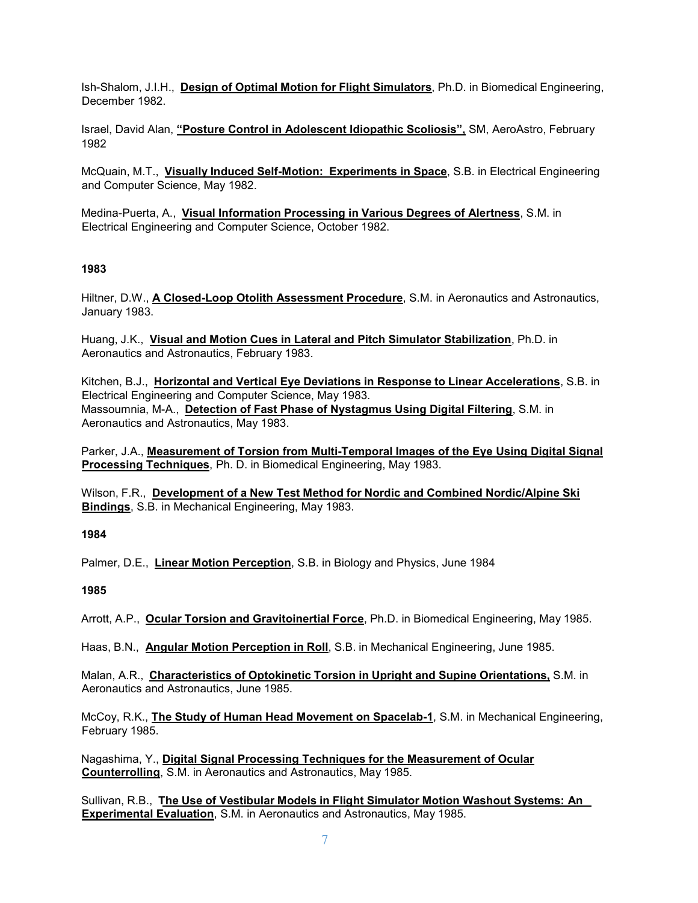Ish-Shalom, J.I.H., **Design of Optimal Motion for Flight Simulators**, Ph.D. in Biomedical Engineering, December 1982.

Israel, David Alan, **"Posture Control in Adolescent Idiopathic Scoliosis",** SM, AeroAstro, February 1982

McQuain, M.T., **Visually Induced Self-Motion: Experiments in Space**, S.B. in Electrical Engineering and Computer Science, May 1982.

Medina-Puerta, A., **Visual Information Processing in Various Degrees of Alertness**, S.M. in Electrical Engineering and Computer Science, October 1982.

**1983**

Hiltner, D.W., **A Closed-Loop Otolith Assessment Procedure**, S.M. in Aeronautics and Astronautics, January 1983.

Huang, J.K., **Visual and Motion Cues in Lateral and Pitch Simulator Stabilization**, Ph.D. in Aeronautics and Astronautics, February 1983.

Kitchen, B.J., **Horizontal and Vertical Eye Deviations in Response to Linear Accelerations**, S.B. in Electrical Engineering and Computer Science, May 1983.
Massoumnia, M-A., **Detection of Fast Phase of Nystagmus Using Digital Filtering**, S.M. in Aeronautics and Astronautics, May 1983.

Parker, J.A., **Measurement of Torsion from Multi-Temporal Images of the Eye Using Digital Signal Processing Techniques**, Ph. D. in Biomedical Engineering, May 1983.

Wilson, F.R., **Development of a New Test Method for Nordic and Combined Nordic/Alpine Ski Bindings**, S.B. in Mechanical Engineering, May 1983.

**1984**

Palmer, D.E., **Linear Motion Perception**, S.B. in Biology and Physics, June 1984

**1985**

Arrott, A.P., **Ocular Torsion and Gravitoinertial Force**, Ph.D. in Biomedical Engineering, May 1985.

Haas, B.N., **Angular Motion Perception in Roll**, S.B. in Mechanical Engineering, June 1985.

Malan, A.R., **Characteristics of Optokinetic Torsion in Upright and Supine Orientations,** S.M. in Aeronautics and Astronautics, June 1985.

McCoy, R.K., **The Study of Human Head Movement on Spacelab-1**, S.M. in Mechanical Engineering, February 1985.

Nagashima, Y., **Digital Signal Processing Techniques for the Measurement of Ocular Counterrolling**, S.M. in Aeronautics and Astronautics, May 1985.

Sullivan, R.B., **The Use of Vestibular Models in Flight Simulator Motion Washout Systems: An Experimental Evaluation**, S.M. in Aeronautics and Astronautics, May 1985.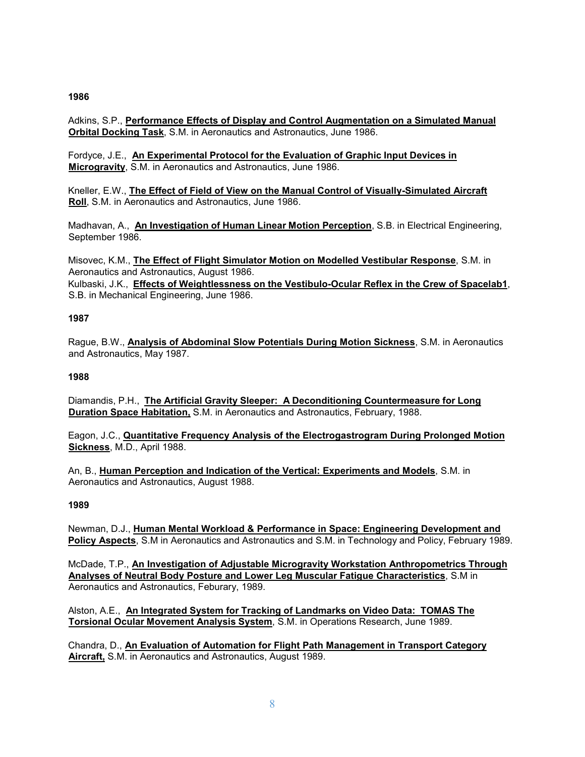**1986**

Adkins, S.P., **Performance Effects of Display and Control Augmentation on a Simulated Manual Orbital Docking Task**, S.M. in Aeronautics and Astronautics, June 1986.

Fordyce, J.E., **An Experimental Protocol for the Evaluation of Graphic Input Devices in Microgravity**, S.M. in Aeronautics and Astronautics, June 1986.

Kneller, E.W., **The Effect of Field of View on the Manual Control of Visually-Simulated Aircraft Roll**, S.M. in Aeronautics and Astronautics, June 1986.

Madhavan, A., **An Investigation of Human Linear Motion Perception**, S.B. in Electrical Engineering, September 1986.

Misovec, K.M., **The Effect of Flight Simulator Motion on Modelled Vestibular Response**, S.M. in Aeronautics and Astronautics, August 1986.
Kulbaski, J.K., **Effects of Weightlessness on the Vestibulo-Ocular Reflex in the Crew of Spacelab1**, S.B. in Mechanical Engineering, June 1986.

**1987**

Rague, B.W., **Analysis of Abdominal Slow Potentials During Motion Sickness**, S.M. in Aeronautics and Astronautics, May 1987.

**1988**

Diamandis, P.H., **The Artificial Gravity Sleeper: A Deconditioning Countermeasure for Long Duration Space Habitation,** S.M. in Aeronautics and Astronautics, February, 1988.

Eagon, J.C., **Quantitative Frequency Analysis of the Electrogastrogram During Prolonged Motion Sickness**, M.D., April 1988.

An, B., **Human Perception and Indication of the Vertical: Experiments and Models**, S.M. in Aeronautics and Astronautics, August 1988.

**1989**

Newman, D.J., **Human Mental Workload & Performance in Space: Engineering Development and Policy Aspects**, S.M in Aeronautics and Astronautics and S.M. in Technology and Policy, February 1989.

McDade, T.P., **An Investigation of Adjustable Microgravity Workstation Anthropometrics Through Analyses of Neutral Body Posture and Lower Leg Muscular Fatigue Characteristics**, S.M in Aeronautics and Astronautics, Feburary, 1989.

Alston, A.E., **An Integrated System for Tracking of Landmarks on Video Data: TOMAS The Torsional Ocular Movement Analysis System**, S.M. in Operations Research, June 1989.

Chandra, D., **An Evaluation of Automation for Flight Path Management in Transport Category Aircraft,** S.M. in Aeronautics and Astronautics, August 1989.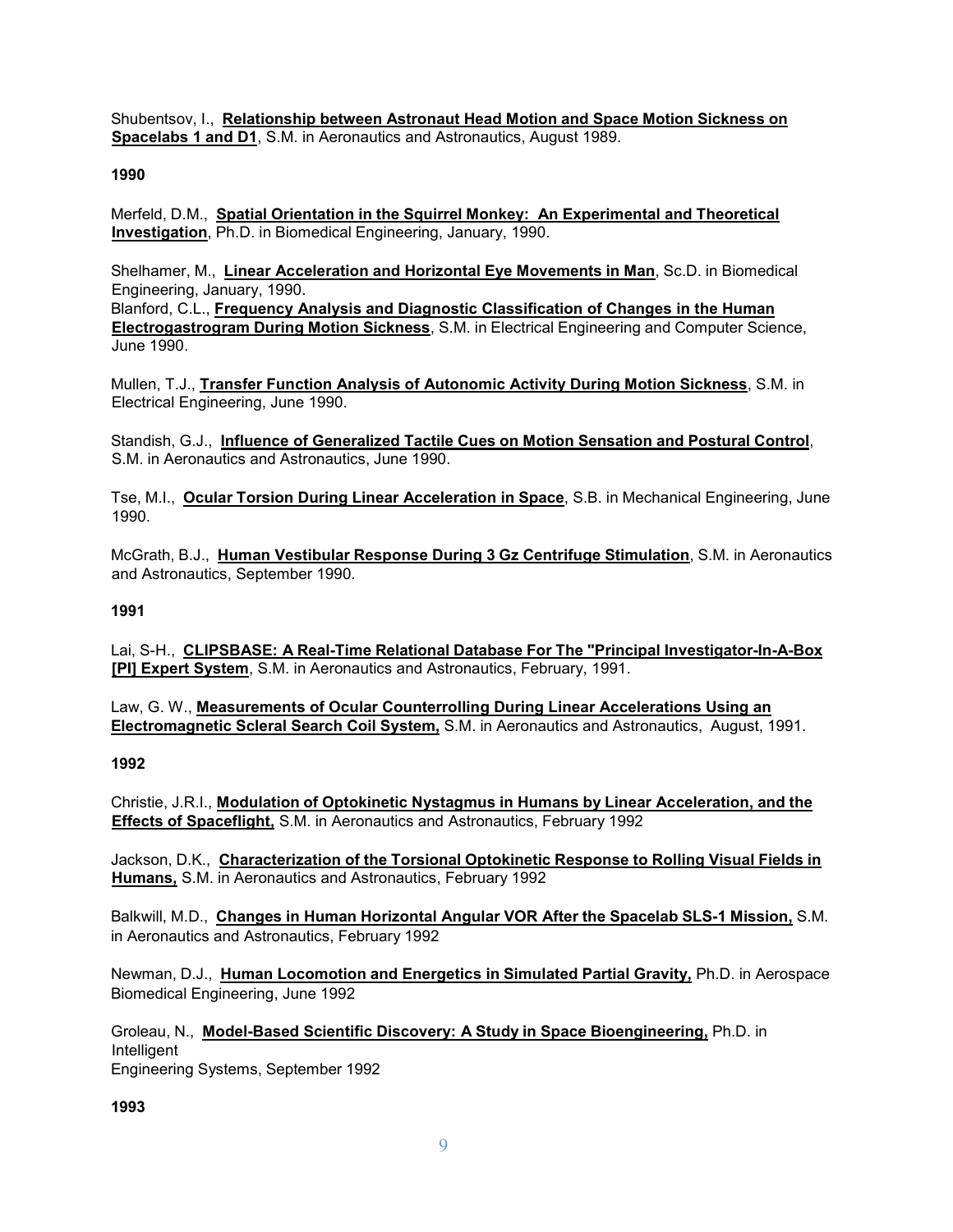Shubentsov, I., **Relationship between Astronaut Head Motion and Space Motion Sickness on Spacelabs 1 and D1**, S.M. in Aeronautics and Astronautics, August 1989.

**1990**

Merfeld, D.M., **Spatial Orientation in the Squirrel Monkey: An Experimental and Theoretical Investigation**, Ph.D. in Biomedical Engineering, January, 1990.

Shelhamer, M., **Linear Acceleration and Horizontal Eye Movements in Man**, Sc.D. in Biomedical Engineering, January, 1990.

Blanford, C.L., **Frequency Analysis and Diagnostic Classification of Changes in the Human Electrogastrogram During Motion Sickness**, S.M. in Electrical Engineering and Computer Science, June 1990.

Mullen, T.J., **Transfer Function Analysis of Autonomic Activity During Motion Sickness**, S.M. in Electrical Engineering, June 1990.

Standish, G.J., **Influence of Generalized Tactile Cues on Motion Sensation and Postural Control**, S.M. in Aeronautics and Astronautics, June 1990.

Tse, M.I., **Ocular Torsion During Linear Acceleration in Space**, S.B. in Mechanical Engineering, June 1990.

McGrath, B.J., **Human Vestibular Response During 3 Gz Centrifuge Stimulation**, S.M. in Aeronautics and Astronautics, September 1990.

**1991**

Lai, S-H., **CLIPSBASE: A Real-Time Relational Database For The "Principal Investigator-In-A-Box [PI] Expert System**, S.M. in Aeronautics and Astronautics, February, 1991.

Law, G. W., **Measurements of Ocular Counterrolling During Linear Accelerations Using an Electromagnetic Scleral Search Coil System,** S.M. in Aeronautics and Astronautics, August, 1991.

**1992**

Christie, J.R.I., **Modulation of Optokinetic Nystagmus in Humans by Linear Acceleration, and the Effects of Spaceflight,** S.M. in Aeronautics and Astronautics, February 1992

Jackson, D.K., **Characterization of the Torsional Optokinetic Response to Rolling Visual Fields in Humans,** S.M. in Aeronautics and Astronautics, February 1992

Balkwill, M.D., **Changes in Human Horizontal Angular VOR After the Spacelab SLS-1 Mission,** S.M. in Aeronautics and Astronautics, February 1992

Newman, D.J., **Human Locomotion and Energetics in Simulated Partial Gravity,** Ph.D. in Aerospace Biomedical Engineering, June 1992

Groleau, N., **Model-Based Scientific Discovery: A Study in Space Bioengineering,** Ph.D. in Intelligent Engineering Systems, September 1992

**1993**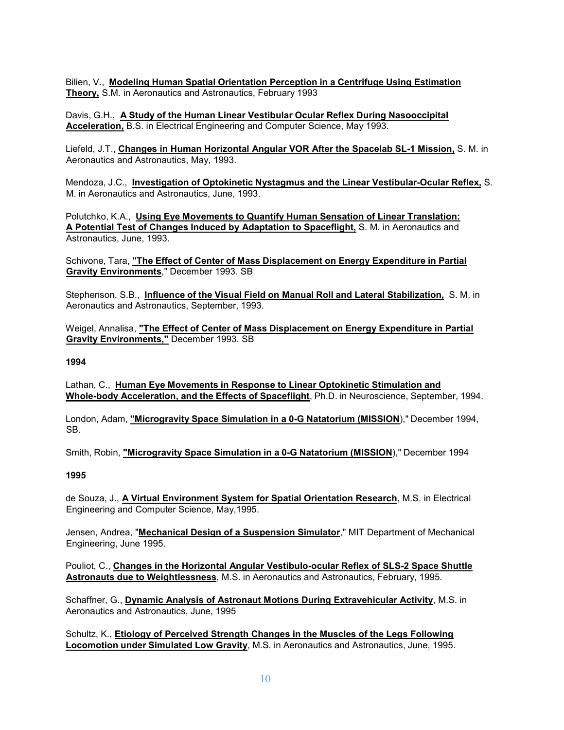Bilien, V., **Modeling Human Spatial Orientation Perception in a Centrifuge Using Estimation Theory,** S.M. in Aeronautics and Astronautics, February 1993

Davis, G.H., **A Study of the Human Linear Vestibular Ocular Reflex During Nasooccipital Acceleration,** B.S. in Electrical Engineering and Computer Science, May 1993.

Liefeld, J.T., **Changes in Human Horizontal Angular VOR After the Spacelab SL-1 Mission,** S. M. in Aeronautics and Astronautics, May, 1993.

Mendoza, J.C., **Investigation of Optokinetic Nystagmus and the Linear Vestibular-Ocular Reflex,** S. M. in Aeronautics and Astronautics, June, 1993.

Polutchko, K.A., **Using Eye Movements to Quantify Human Sensation of Linear Translation: A Potential Test of Changes Induced by Adaptation to Spaceflight,** S. M. in Aeronautics and Astronautics, June, 1993.

Schivone, Tara, **"The Effect of Center of Mass Displacement on Energy Expenditure in Partial Gravity Environments**," December 1993. SB

Stephenson, S.B., **Influence of the Visual Field on Manual Roll and Lateral Stabilization,** S. M. in Aeronautics and Astronautics, September, 1993.

Weigel, Annalisa, **"The Effect of Center of Mass Displacement on Energy Expenditure in Partial Gravity Environments,"** December 1993. SB

**1994**

Lathan, C., **Human Eye Movements in Response to Linear Optokinetic Stimulation and Whole-body Acceleration, and the Effects of Spaceflight**, Ph.D. in Neuroscience, September, 1994.

London, Adam, **"Microgravity Space Simulation in a 0-G Natatorium (MISSION**)," December 1994, SB.

Smith, Robin, **"Microgravity Space Simulation in a 0-G Natatorium (MISSION**)," December 1994

**1995**

de Souza, J., **A Virtual Environment System for Spatial Orientation Research**, M.S. in Electrical Engineering and Computer Science, May,1995.

Jensen, Andrea, "**Mechanical Design of a Suspension Simulator**," MIT Department of Mechanical Engineering, June 1995.

Pouliot, C., **Changes in the Horizontal Angular Vestibulo-ocular Reflex of SLS-2 Space Shuttle Astronauts due to Weightlessness**, M.S. in Aeronautics and Astronautics, February, 1995.

Schaffner, G., **Dynamic Analysis of Astronaut Motions During Extravehicular Activity**, M.S. in Aeronautics and Astronautics, June, 1995

Schultz, K., **Etiology of Perceived Strength Changes in the Muscles of the Legs Following Locomotion under Simulated Low Gravity**, M.S. in Aeronautics and Astronautics, June, 1995.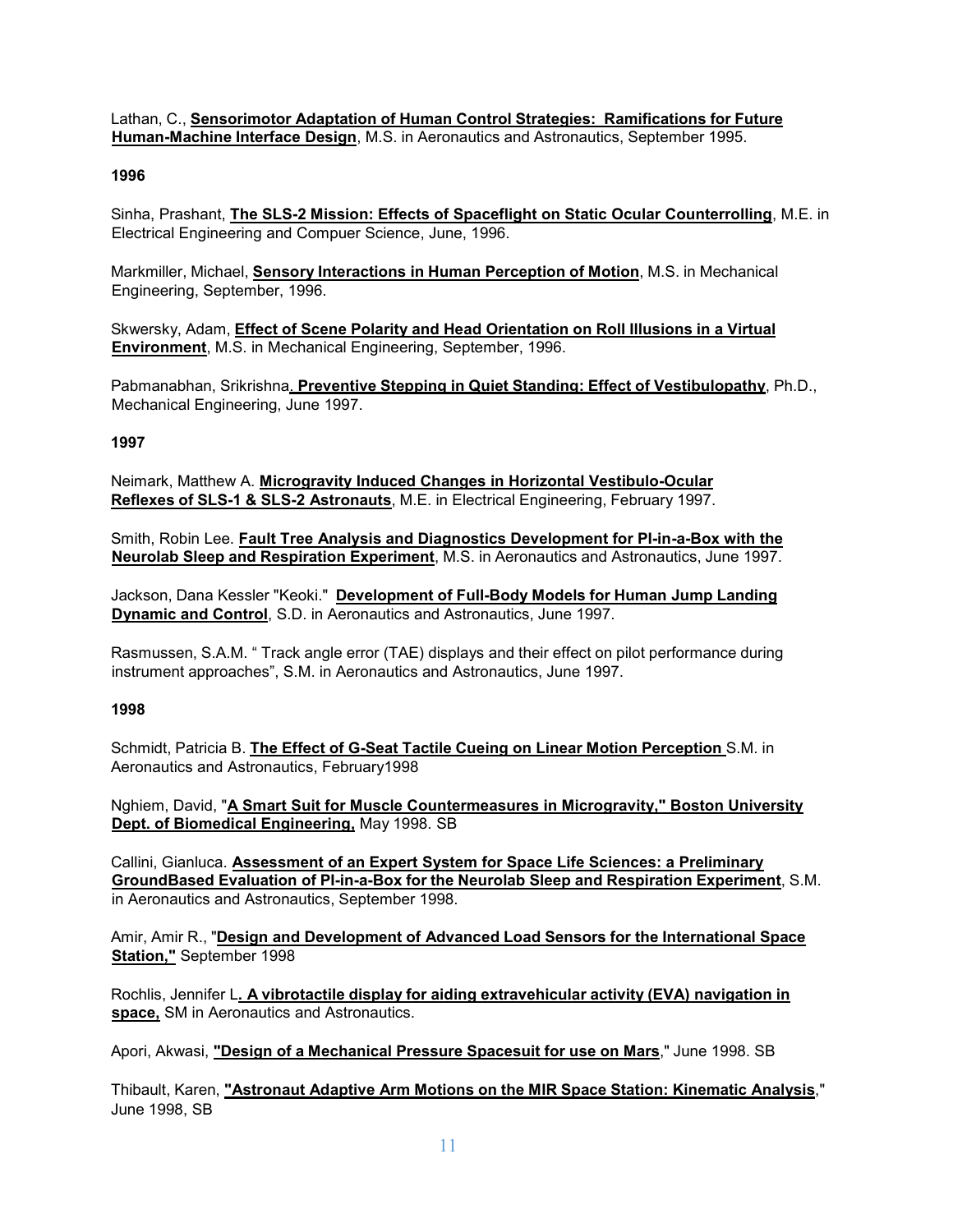Lathan, C., **<u>Sensorimotor Adaptation of Human Control Strategies: Ramifications for Future Human-Machine Interface Design</u>**, M.S. in Aeronautics and Astronautics, September 1995.

**1996**

Sinha, Prashant, **<u>The SLS-2 Mission: Effects of Spaceflight on Static Ocular Counterrolling</u>**, M.E. in Electrical Engineering and Compuer Science, June, 1996.

Markmiller, Michael, **<u>Sensory Interactions in Human Perception of Motion</u>**, M.S. in Mechanical Engineering, September, 1996.

Skwersky, Adam, **<u>Effect of Scene Polarity and Head Orientation on Roll Illusions in a Virtual Environment</u>**, M.S. in Mechanical Engineering, September, 1996.

Pabmanabhan, Srikrishna**<u>. Preventive Stepping in Quiet Standing: Effect of Vestibulopathy</u>**, Ph.D., Mechanical Engineering, June 1997.

**1997**

Neimark, Matthew A. **<u>Microgravity Induced Changes in Horizontal Vestibulo-Ocular Reflexes of SLS-1 & SLS-2 Astronauts</u>**, M.E. in Electrical Engineering, February 1997.

Smith, Robin Lee. **<u>Fault Tree Analysis and Diagnostics Development for PI-in-a-Box with the Neurolab Sleep and Respiration Experiment</u>**, M.S. in Aeronautics and Astronautics, June 1997.

Jackson, Dana Kessler "Keoki." **<u>Development of Full-Body Models for Human Jump Landing Dynamic and Control</u>**, S.D. in Aeronautics and Astronautics, June 1997.

Rasmussen, S.A.M. " Track angle error (TAE) displays and their effect on pilot performance during instrument approaches", S.M. in Aeronautics and Astronautics, June 1997.

**1998**

Schmidt, Patricia B. **<u>The Effect of G-Seat Tactile Cueing on Linear Motion Perception</u>** S.M. in Aeronautics and Astronautics, February1998

Nghiem, David, "**<u>A Smart Suit for Muscle Countermeasures in Microgravity," Boston University Dept. of Biomedical Engineering,</u>** May 1998. SB

Callini, Gianluca. **<u>Assessment of an Expert System for Space Life Sciences: a Preliminary GroundBased Evaluation of PI-in-a-Box for the Neurolab Sleep and Respiration Experiment</u>**, S.M. in Aeronautics and Astronautics, September 1998.

Amir, Amir R., "**<u>Design and Development of Advanced Load Sensors for the International Space Station,"</u>** September 1998

Rochlis, Jennifer L**<u>. A vibrotactile display for aiding extravehicular activity (EVA) navigation in space,</u>** SM in Aeronautics and Astronautics.

Apori, Akwasi, **<u>"Design of a Mechanical Pressure Spacesuit for use on Mars</u>**," June 1998. SB

Thibault, Karen, **<u>"Astronaut Adaptive Arm Motions on the MIR Space Station: Kinematic Analysis</u>**," June 1998, SB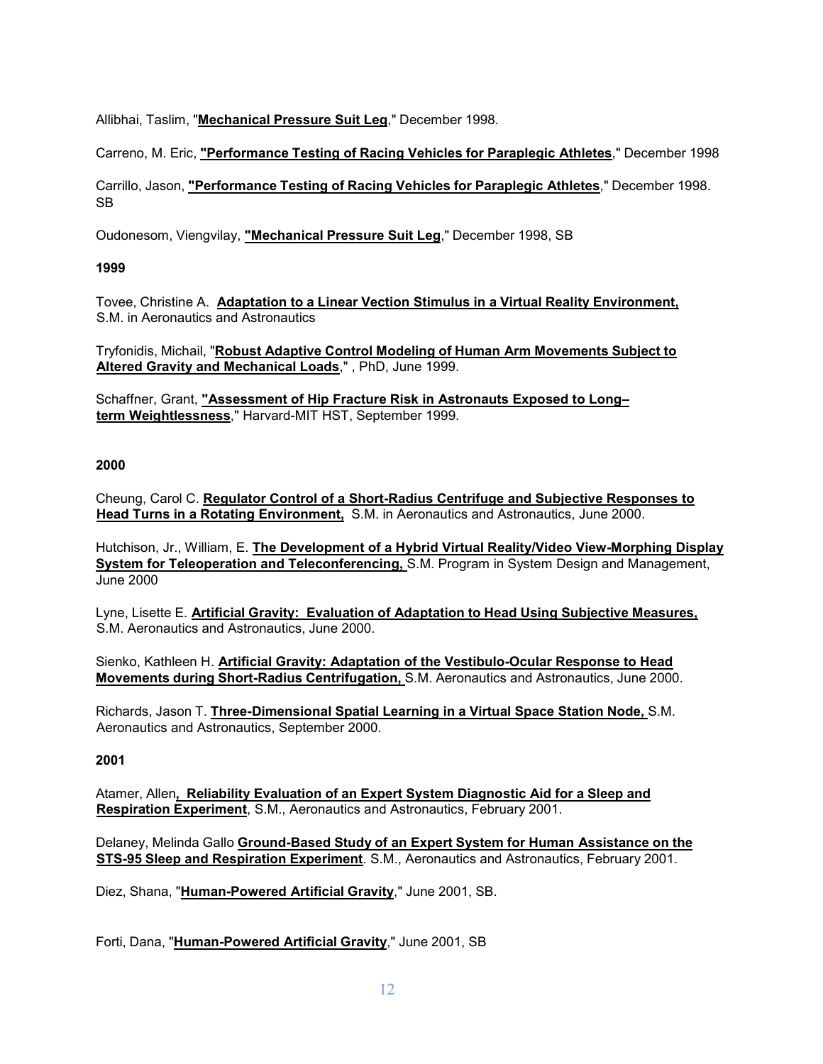Allibhai, Taslim, "**Mechanical Pressure Suit Leg**," December 1998.

Carreno, M. Eric, **"Performance Testing of Racing Vehicles for Paraplegic Athletes**," December 1998

Carrillo, Jason, **"Performance Testing of Racing Vehicles for Paraplegic Athletes**," December 1998. SB

Oudonesom, Viengvilay, **"Mechanical Pressure Suit Leg**," December 1998, SB

**1999**

Tovee, Christine A. **Adaptation to a Linear Vection Stimulus in a Virtual Reality Environment,** S.M. in Aeronautics and Astronautics

Tryfonidis, Michail, "**Robust Adaptive Control Modeling of Human Arm Movements Subject to Altered Gravity and Mechanical Loads**," , PhD, June 1999.

Schaffner, Grant, **"Assessment of Hip Fracture Risk in Astronauts Exposed to Long–term Weightlessness**," Harvard-MIT HST, September 1999.

**2000**

Cheung, Carol C. **Regulator Control of a Short-Radius Centrifuge and Subjective Responses to Head Turns in a Rotating Environment,** S.M. in Aeronautics and Astronautics, June 2000.

Hutchison, Jr., William, E. **The Development of a Hybrid Virtual Reality/Video View-Morphing Display System for Teleoperation and Teleconferencing,** S.M. Program in System Design and Management, June 2000

Lyne, Lisette E. **Artificial Gravity: Evaluation of Adaptation to Head Using Subjective Measures,** S.M. Aeronautics and Astronautics, June 2000.

Sienko, Kathleen H. **Artificial Gravity: Adaptation of the Vestibulo-Ocular Response to Head Movements during Short-Radius Centrifugation,** S.M. Aeronautics and Astronautics, June 2000.

Richards, Jason T. **Three-Dimensional Spatial Learning in a Virtual Space Station Node,** S.M. Aeronautics and Astronautics, September 2000.

**2001**

Atamer, Allen**, Reliability Evaluation of an Expert System Diagnostic Aid for a Sleep and Respiration Experiment**, S.M., Aeronautics and Astronautics, February 2001.

Delaney, Melinda Gallo **Ground-Based Study of an Expert System for Human Assistance on the STS-95 Sleep and Respiration Experiment**. S.M., Aeronautics and Astronautics, February 2001.

Diez, Shana, "**Human-Powered Artificial Gravity**," June 2001, SB.

Forti, Dana, "**Human-Powered Artificial Gravity**," June 2001, SB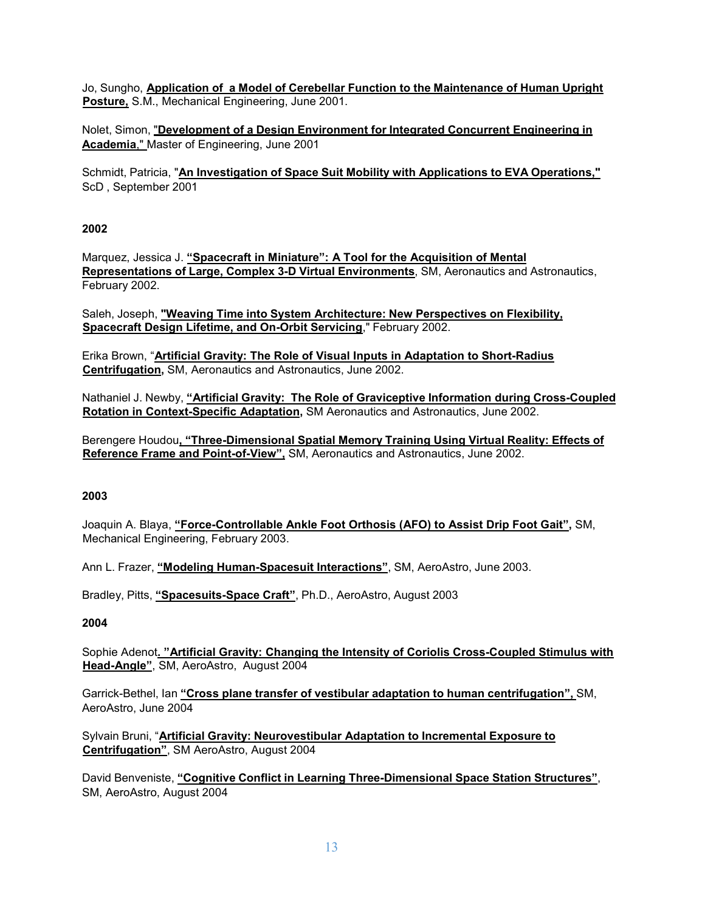Jo, Sungho, **Application of a Model of Cerebellar Function to the Maintenance of Human Upright Posture,** S.M., Mechanical Engineering, June 2001.

Nolet, Simon, "**Development of a Design Environment for Integrated Concurrent Engineering in Academia**," Master of Engineering, June 2001

Schmidt, Patricia, "**An Investigation of Space Suit Mobility with Applications to EVA Operations,"** ScD , September 2001

**2002**

Marquez, Jessica J. **"Spacecraft in Miniature": A Tool for the Acquisition of Mental Representations of Large, Complex 3-D Virtual Environments**, SM, Aeronautics and Astronautics, February 2002.

Saleh, Joseph, **"Weaving Time into System Architecture: New Perspectives on Flexibility, Spacecraft Design Lifetime, and On-Orbit Servicing**," February 2002.

Erika Brown, "**Artificial Gravity: The Role of Visual Inputs in Adaptation to Short-Radius Centrifugation,** SM, Aeronautics and Astronautics, June 2002.

Nathaniel J. Newby, **"Artificial Gravity: The Role of Graviceptive Information during Cross-Coupled Rotation in Context-Specific Adaptation,** SM Aeronautics and Astronautics, June 2002.

Berengere Houdou**, "Three-Dimensional Spatial Memory Training Using Virtual Reality: Effects of Reference Frame and Point-of-View",** SM, Aeronautics and Astronautics, June 2002.

**2003**

Joaquin A. Blaya, **"Force-Controllable Ankle Foot Orthosis (AFO) to Assist Drip Foot Gait",** SM, Mechanical Engineering, February 2003.

Ann L. Frazer, **"Modeling Human-Spacesuit Interactions"**, SM, AeroAstro, June 2003.

Bradley, Pitts, **"Spacesuits-Space Craft"**, Ph.D., AeroAstro, August 2003

**2004**

Sophie Adenot**. "Artificial Gravity: Changing the Intensity of Coriolis Cross-Coupled Stimulus with Head-Angle"**, SM, AeroAstro, August 2004

Garrick-Bethel, Ian **"Cross plane transfer of vestibular adaptation to human centrifugation",** SM, AeroAstro, June 2004

Sylvain Bruni, "**Artificial Gravity: Neurovestibular Adaptation to Incremental Exposure to Centrifugation"**, SM AeroAstro, August 2004

David Benveniste, **"Cognitive Conflict in Learning Three-Dimensional Space Station Structures"**, SM, AeroAstro, August 2004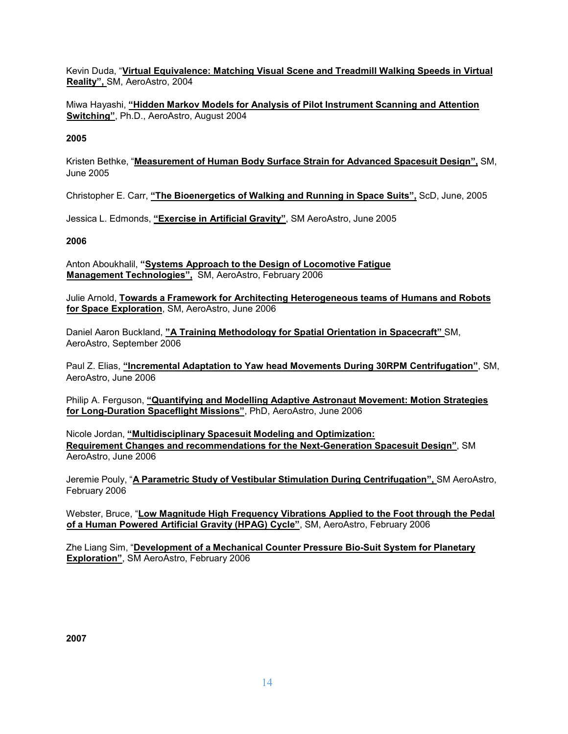Kevin Duda, "**Virtual Equivalence: Matching Visual Scene and Treadmill Walking Speeds in Virtual Reality",** SM, AeroAstro, 2004

Miwa Hayashi, **"Hidden Markov Models for Analysis of Pilot Instrument Scanning and Attention Switching"**, Ph.D., AeroAstro, August 2004

**2005**

Kristen Bethke, "**Measurement of Human Body Surface Strain for Advanced Spacesuit Design",** SM, June 2005

Christopher E. Carr, **"The Bioenergetics of Walking and Running in Space Suits",** ScD, June, 2005

Jessica L. Edmonds, **"Exercise in Artificial Gravity"**, SM AeroAstro, June 2005

**2006**

Anton Aboukhalil, **"Systems Approach to the Design of Locomotive Fatigue Management Technologies",** SM, AeroAstro, February 2006

Julie Arnold, **Towards a Framework for Architecting Heterogeneous teams of Humans and Robots for Space Exploration**, SM, AeroAstro, June 2006

Daniel Aaron Buckland, **"A Training Methodology for Spatial Orientation in Spacecraft"** SM, AeroAstro, September 2006

Paul Z. Elias, **"Incremental Adaptation to Yaw head Movements During 30RPM Centrifugation"**, SM, AeroAstro, June 2006

Philip A. Ferguson, **"Quantifying and Modelling Adaptive Astronaut Movement: Motion Strategies for Long-Duration Spaceflight Missions"**, PhD, AeroAstro, June 2006

Nicole Jordan, **"Multidisciplinary Spacesuit Modeling and Optimization: Requirement Changes and recommendations for the Next-Generation Spacesuit Design"**, SM AeroAstro, June 2006

Jeremie Pouly, "**A Parametric Study of Vestibular Stimulation During Centrifugation",** SM AeroAstro, February 2006

Webster, Bruce, "**Low Magnitude High Frequency Vibrations Applied to the Foot through the Pedal of a Human Powered Artificial Gravity (HPAG) Cycle"**, SM, AeroAstro, February 2006

Zhe Liang Sim, "**Development of a Mechanical Counter Pressure Bio-Suit System for Planetary Exploration"**, SM AeroAstro, February 2006

**2007**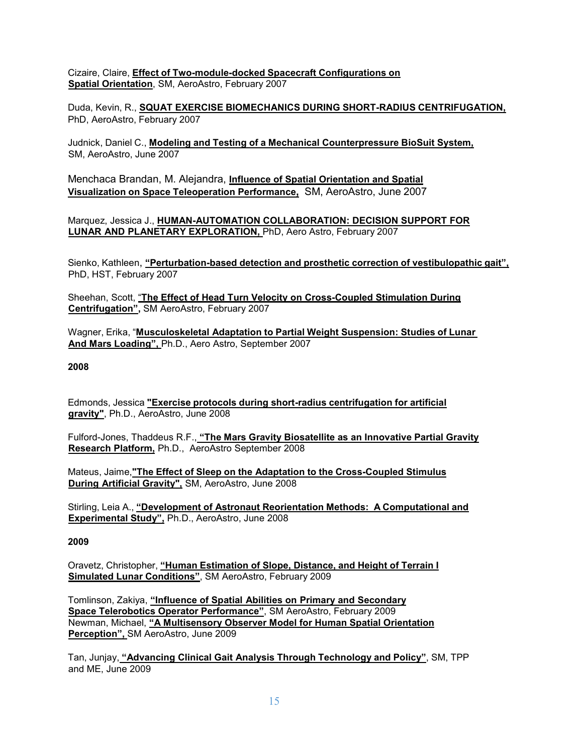Cizaire, Claire, **Effect of Two-module-docked Spacecraft Configurations on Spatial Orientation**, SM, AeroAstro, February 2007

Duda, Kevin, R., **SQUAT EXERCISE BIOMECHANICS DURING SHORT-RADIUS CENTRIFUGATION,** PhD, AeroAstro, February 2007

Judnick, Daniel C., **Modeling and Testing of a Mechanical Counterpressure BioSuit System,** SM, AeroAstro, June 2007

Menchaca Brandan, M. Alejandra, **Influence of Spatial Orientation and Spatial Visualization on Space Teleoperation Performance,** SM, AeroAstro, June 2007

Marquez, Jessica J., **HUMAN-AUTOMATION COLLABORATION: DECISION SUPPORT FOR LUNAR AND PLANETARY EXPLORATION,** PhD, Aero Astro, February 2007

Sienko, Kathleen, **"Perturbation-based detection and prosthetic correction of vestibulopathic gait",** PhD, HST, February 2007

Sheehan, Scott, "**The Effect of Head Turn Velocity on Cross-Coupled Stimulation During Centrifugation",** SM AeroAstro, February 2007

Wagner, Erika, "**Musculoskeletal Adaptation to Partial Weight Suspension: Studies of Lunar And Mars Loading",** Ph.D., Aero Astro, September 2007

**2008**

Edmonds, Jessica **"Exercise protocols during short-radius centrifugation for artificial gravity"**, Ph.D., AeroAstro, June 2008

Fulford-Jones, Thaddeus R.F., **"The Mars Gravity Biosatellite as an Innovative Partial Gravity Research Platform,** Ph.D., AeroAstro September 2008

Mateus, Jaime,**"The Effect of Sleep on the Adaptation to the Cross-Coupled Stimulus During Artificial Gravity",** SM, AeroAstro, June 2008

Stirling, Leia A., **"Development of Astronaut Reorientation Methods: A Computational and Experimental Study",** Ph.D., AeroAstro, June 2008

**2009**

Oravetz, Christopher, **"Human Estimation of Slope, Distance, and Height of Terrain I Simulated Lunar Conditions"**, SM AeroAstro, February 2009

Tomlinson, Zakiya, **"Influence of Spatial Abilities on Primary and Secondary Space Telerobotics Operator Performance"**, SM AeroAstro, February 2009

Newman, Michael, **"A Multisensory Observer Model for Human Spatial Orientation Perception",** SM AeroAstro, June 2009

Tan, Junjay, **"Advancing Clinical Gait Analysis Through Technology and Policy"**, SM, TPP and ME, June 2009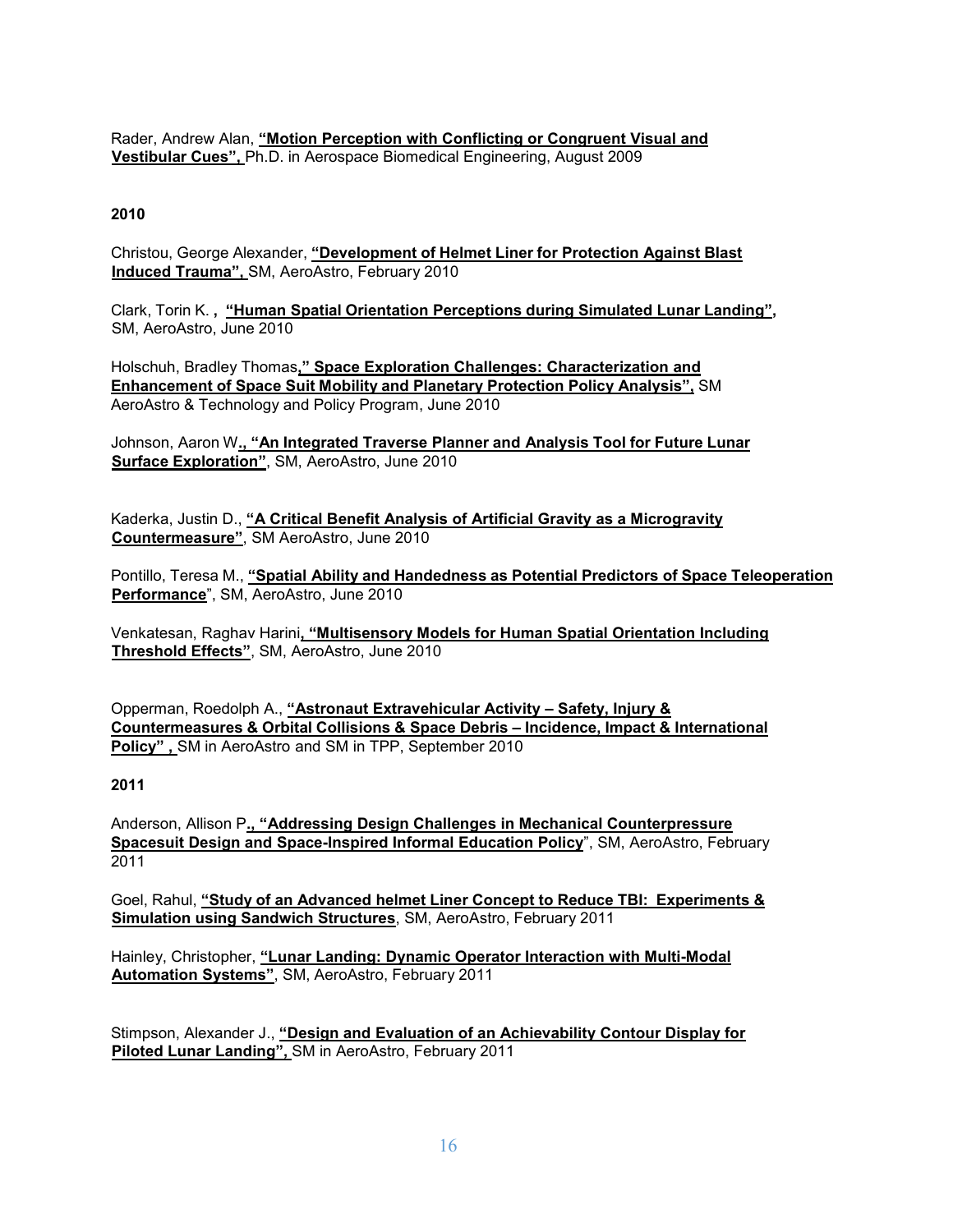Rader, Andrew Alan, **"Motion Perception with Conflicting or Congruent Visual and Vestibular Cues",** Ph.D. in Aerospace Biomedical Engineering, August 2009

**2010**

Christou, George Alexander, **"Development of Helmet Liner for Protection Against Blast Induced Trauma",** SM, AeroAstro, February 2010

Clark, Torin K. **, "Human Spatial Orientation Perceptions during Simulated Lunar Landing",** SM, AeroAstro, June 2010

Holschuh, Bradley Thomas**," Space Exploration Challenges: Characterization and Enhancement of Space Suit Mobility and Planetary Protection Policy Analysis",** SM AeroAstro & Technology and Policy Program, June 2010

Johnson, Aaron W**., "An Integrated Traverse Planner and Analysis Tool for Future Lunar Surface Exploration"**, SM, AeroAstro, June 2010

Kaderka, Justin D., **"A Critical Benefit Analysis of Artificial Gravity as a Microgravity Countermeasure"**, SM AeroAstro, June 2010

Pontillo, Teresa M., **"Spatial Ability and Handedness as Potential Predictors of Space Teleoperation Performance**", SM, AeroAstro, June 2010

Venkatesan, Raghav Harini**, "Multisensory Models for Human Spatial Orientation Including Threshold Effects"**, SM, AeroAstro, June 2010

Opperman, Roedolph A., **"Astronaut Extravehicular Activity – Safety, Injury & Countermeasures & Orbital Collisions & Space Debris – Incidence, Impact & International Policy" ,** SM in AeroAstro and SM in TPP, September 2010

**2011**

Anderson, Allison P**., "Addressing Design Challenges in Mechanical Counterpressure Spacesuit Design and Space-Inspired Informal Education Policy**", SM, AeroAstro, February 2011

Goel, Rahul, **"Study of an Advanced helmet Liner Concept to Reduce TBI: Experiments & Simulation using Sandwich Structures**, SM, AeroAstro, February 2011

Hainley, Christopher, **"Lunar Landing: Dynamic Operator Interaction with Multi-Modal Automation Systems"**, SM, AeroAstro, February 2011

Stimpson, Alexander J., **"Design and Evaluation of an Achievability Contour Display for Piloted Lunar Landing",** SM in AeroAstro, February 2011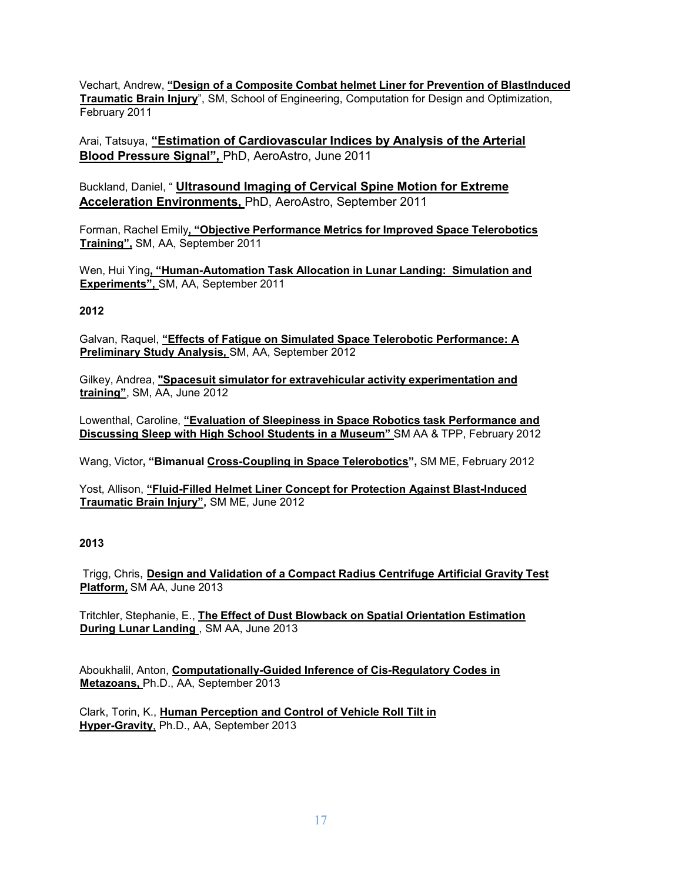Vechart, Andrew, **"Design of a Composite Combat helmet Liner for Prevention of BlastInduced Traumatic Brain Injury**", SM, School of Engineering, Computation for Design and Optimization, February 2011

Arai, Tatsuya, **"Estimation of Cardiovascular Indices by Analysis of the Arterial Blood Pressure Signal",** PhD, AeroAstro, June 2011

Buckland, Daniel, " **Ultrasound Imaging of Cervical Spine Motion for Extreme Acceleration Environments,** PhD, AeroAstro, September 2011

Forman, Rachel Emily**, "Objective Performance Metrics for Improved Space Telerobotics Training",** SM, AA, September 2011

Wen, Hui Ying**, "Human-Automation Task Allocation in Lunar Landing: Simulation and Experiments",** SM, AA, September 2011

**2012**

Galvan, Raquel, **"Effects of Fatigue on Simulated Space Telerobotic Performance: A Preliminary Study Analysis,** SM, AA, September 2012

Gilkey, Andrea, **"Spacesuit simulator for extravehicular activity experimentation and training"**, SM, AA, June 2012

Lowenthal, Caroline, **"Evaluation of Sleepiness in Space Robotics task Performance and Discussing Sleep with High School Students in a Museum"** SM AA & TPP, February 2012

Wang, Victor**, "Bimanual Cross-Coupling in Space Telerobotics",** SM ME, February 2012

Yost, Allison, **"Fluid-Filled Helmet Liner Concept for Protection Against Blast-Induced Traumatic Brain Injury",** SM ME, June 2012

**2013**

Trigg, Chris, **Design and Validation of a Compact Radius Centrifuge Artificial Gravity Test Platform,** SM AA, June 2013

Tritchler, Stephanie, E., **The Effect of Dust Blowback on Spatial Orientation Estimation During Lunar Landing** , SM AA, June 2013

Aboukhalil, Anton, **Computationally-Guided Inference of Cis-Regulatory Codes in Metazoans,** Ph.D., AA, September 2013

Clark, Torin, K., **Human Perception and Control of Vehicle Roll Tilt in Hyper-Gravity**, Ph.D., AA, September 2013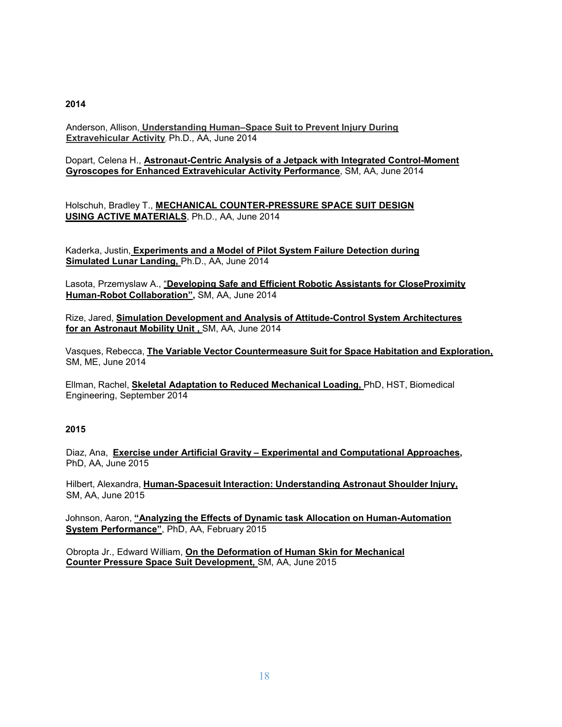**2014**

Anderson, Allison, **Understanding Human–Space Suit to Prevent Injury During Extravehicular Activity**, Ph.D., AA, June 2014

Dopart, Celena H., **Astronaut-Centric Analysis of a Jetpack with Integrated Control-Moment Gyroscopes for Enhanced Extravehicular Activity Performance**, SM, AA, June 2014

Holschuh, Bradley T., **MECHANICAL COUNTER-PRESSURE SPACE SUIT DESIGN USING ACTIVE MATERIALS**, Ph.D., AA, June 2014

Kaderka, Justin, **Experiments and a Model of Pilot System Failure Detection during Simulated Lunar Landing,** Ph.D., AA, June 2014

Lasota, Przemyslaw A., "**Developing Safe and Efficient Robotic Assistants for CloseProximity Human-Robot Collaboration",** SM, AA, June 2014

Rize, Jared, **Simulation Development and Analysis of Attitude-Control System Architectures for an Astronaut Mobility Unit ,** SM, AA, June 2014

Vasques, Rebecca, **The Variable Vector Countermeasure Suit for Space Habitation and Exploration,** SM, ME, June 2014

Ellman, Rachel, **Skeletal Adaptation to Reduced Mechanical Loading,** PhD, HST, Biomedical Engineering, September 2014

**2015**

Diaz, Ana, **Exercise under Artificial Gravity – Experimental and Computational Approaches,** PhD, AA, June 2015

Hilbert, Alexandra, **Human-Spacesuit Interaction: Understanding Astronaut Shoulder Injury,** SM, AA, June 2015

Johnson, Aaron, **"Analyzing the Effects of Dynamic task Allocation on Human-Automation System Performance"**, PhD, AA, February 2015

Obropta Jr., Edward William, **On the Deformation of Human Skin for Mechanical Counter Pressure Space Suit Development,** SM, AA, June 2015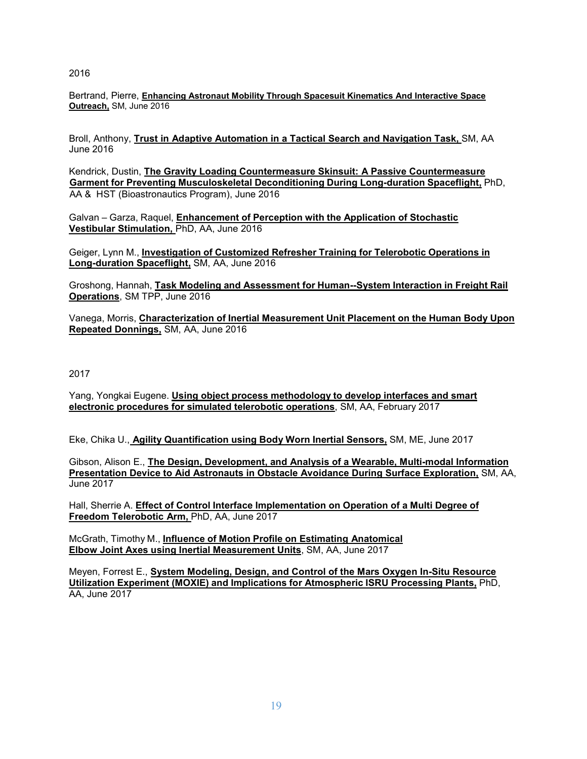2016

Bertrand, Pierre, **Enhancing Astronaut Mobility Through Spacesuit Kinematics And Interactive Space Outreach,** SM, June 2016

Broll, Anthony, **Trust in Adaptive Automation in a Tactical Search and Navigation Task,** SM, AA June 2016

Kendrick, Dustin, **The Gravity Loading Countermeasure Skinsuit: A Passive Countermeasure Garment for Preventing Musculoskeletal Deconditioning During Long-duration Spaceflight,** PhD, AA & HST (Bioastronautics Program), June 2016

Galvan – Garza, Raquel, **Enhancement of Perception with the Application of Stochastic Vestibular Stimulation,** PhD, AA, June 2016

Geiger, Lynn M., **Investigation of Customized Refresher Training for Telerobotic Operations in Long-duration Spaceflight,** SM, AA, June 2016

Groshong, Hannah, **Task Modeling and Assessment for Human--System Interaction in Freight Rail Operations**, SM TPP, June 2016

Vanega, Morris, **Characterization of Inertial Measurement Unit Placement on the Human Body Upon Repeated Donnings,** SM, AA, June 2016

2017

Yang, Yongkai Eugene. **Using object process methodology to develop interfaces and smart electronic procedures for simulated telerobotic operations**, SM, AA, February 2017

Eke, Chika U., **Agility Quantification using Body Worn Inertial Sensors,** SM, ME, June 2017

Gibson, Alison E., **The Design, Development, and Analysis of a Wearable, Multi-modal Information Presentation Device to Aid Astronauts in Obstacle Avoidance During Surface Exploration,** SM, AA, June 2017

Hall, Sherrie A. **Effect of Control Interface Implementation on Operation of a Multi Degree of Freedom Telerobotic Arm,** PhD, AA, June 2017

McGrath, Timothy M., **Influence of Motion Profile on Estimating Anatomical Elbow Joint Axes using Inertial Measurement Units**, SM, AA, June 2017

Meyen, Forrest E., **System Modeling, Design, and Control of the Mars Oxygen In-Situ Resource Utilization Experiment (MOXIE) and Implications for Atmospheric ISRU Processing Plants,** PhD, AA, June 2017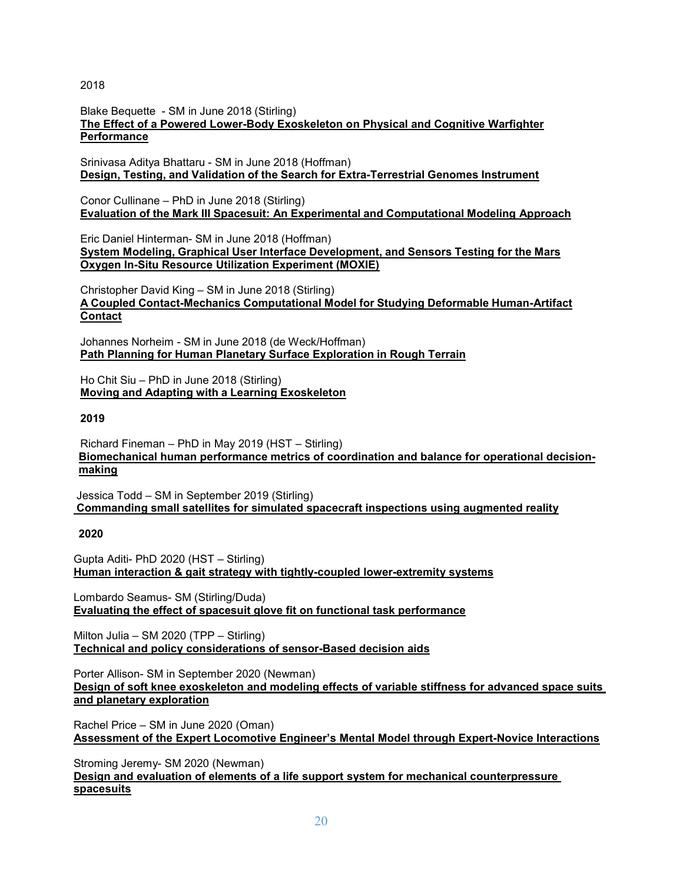2018

Blake Bequette - SM in June 2018 (Stirling)
**The Effect of a Powered Lower-Body Exoskeleton on Physical and Cognitive Warfighter Performance**

Srinivasa Aditya Bhattaru - SM in June 2018 (Hoffman)
**Design, Testing, and Validation of the Search for Extra-Terrestrial Genomes Instrument**

Conor Cullinane – PhD in June 2018 (Stirling)
**Evaluation of the Mark III Spacesuit: An Experimental and Computational Modeling Approach**

Eric Daniel Hinterman- SM in June 2018 (Hoffman)
**System Modeling, Graphical User Interface Development, and Sensors Testing for the Mars Oxygen In-Situ Resource Utilization Experiment (MOXIE)**

Christopher David King – SM in June 2018 (Stirling)
**A Coupled Contact-Mechanics Computational Model for Studying Deformable Human-Artifact Contact**

Johannes Norheim - SM in June 2018 (de Weck/Hoffman)
**Path Planning for Human Planetary Surface Exploration in Rough Terrain**

Ho Chit Siu – PhD in June 2018 (Stirling)
**Moving and Adapting with a Learning Exoskeleton**

**2019**

Richard Fineman – PhD in May 2019 (HST – Stirling)
**Biomechanical human performance metrics of coordination and balance for operational decision-making**

Jessica Todd – SM in September 2019 (Stirling)
**Commanding small satellites for simulated spacecraft inspections using augmented reality**

**2020**

Gupta Aditi- PhD 2020 (HST – Stirling)
**Human interaction & gait strategy with tightly-coupled lower-extremity systems**

Lombardo Seamus- SM (Stirling/Duda)
**Evaluating the effect of spacesuit glove fit on functional task performance**

Milton Julia – SM 2020 (TPP – Stirling)
**Technical and policy considerations of sensor-Based decision aids**

Porter Allison- SM in September 2020 (Newman)
**Design of soft knee exoskeleton and modeling effects of variable stiffness for advanced space suits and planetary exploration**

Rachel Price – SM in June 2020 (Oman)
**Assessment of the Expert Locomotive Engineer's Mental Model through Expert-Novice Interactions**

Stroming Jeremy- SM 2020 (Newman)
**Design and evaluation of elements of a life support system for mechanical counterpressure spacesuits**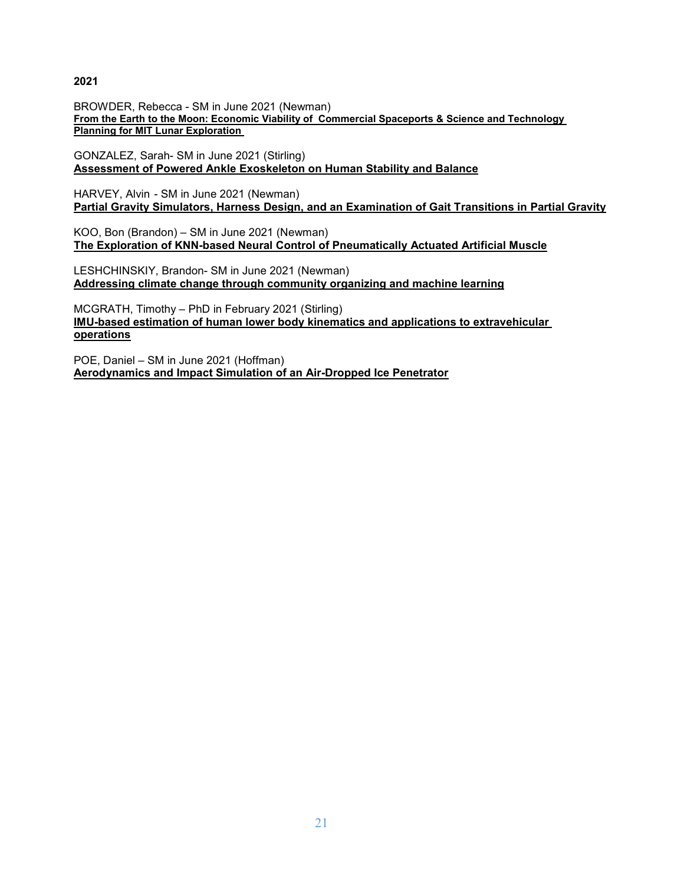**2021**

BROWDER, Rebecca - SM in June 2021 (Newman)
**From the Earth to the Moon: Economic Viability of Commercial Spaceports & Science and Technology Planning for MIT Lunar Exploration**

GONZALEZ, Sarah- SM in June 2021 (Stirling)
**Assessment of Powered Ankle Exoskeleton on Human Stability and Balance**

HARVEY, Alvin - SM in June 2021 (Newman)
**Partial Gravity Simulators, Harness Design, and an Examination of Gait Transitions in Partial Gravity**

KOO, Bon (Brandon) – SM in June 2021 (Newman)
**The Exploration of KNN-based Neural Control of Pneumatically Actuated Artificial Muscle**

LESHCHINSKIY, Brandon- SM in June 2021 (Newman)
**Addressing climate change through community organizing and machine learning**

MCGRATH, Timothy – PhD in February 2021 (Stirling)
**IMU-based estimation of human lower body kinematics and applications to extravehicular operations**

POE, Daniel – SM in June 2021 (Hoffman)
**Aerodynamics and Impact Simulation of an Air-Dropped Ice Penetrator**